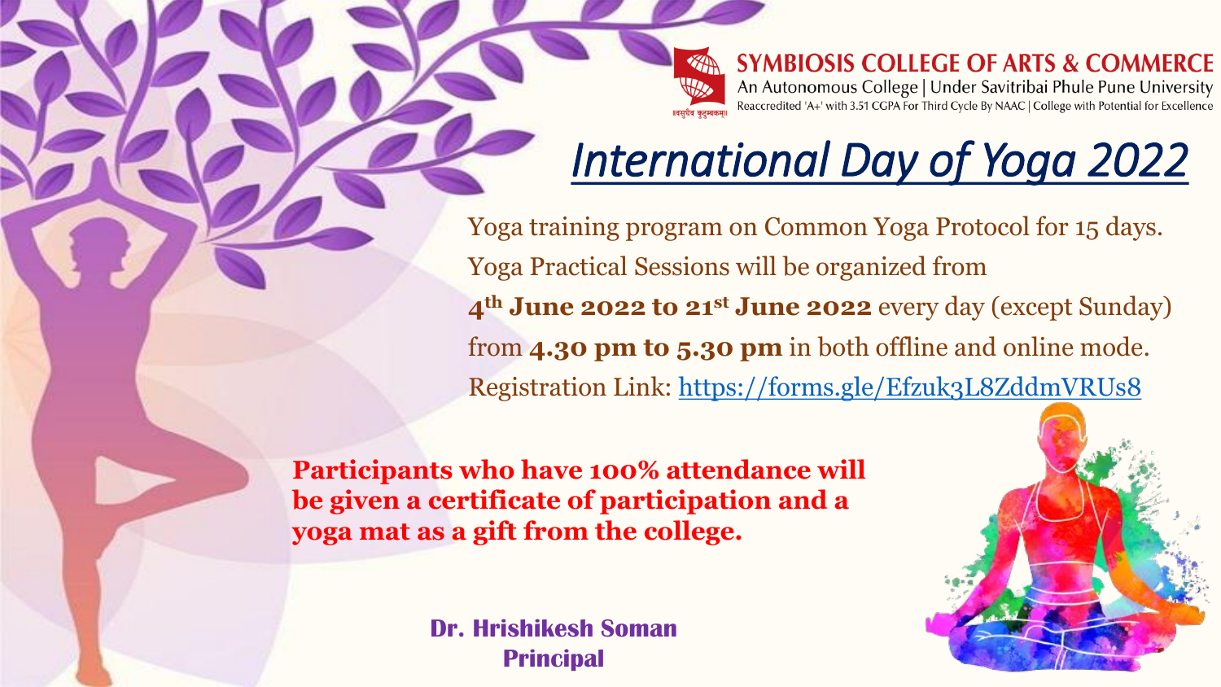**SYMBIOSIS COLLEGE OF ARTS & COMMERCE**

An Autonomous College | Under Savitribai Phule Pune University

Reaccredited 'A+' with 3.51 CGPA For Third Cycle By NAAC | College with Potential for Excellence

॥वसुधैव कुटुम्बकम्॥

# *International Day of Yoga 2022*

Yoga training program on Common Yoga Protocol for 15 days.
Yoga Practical Sessions will be organized from
**4th June 2022 to 21st June 2022** every day (except Sunday)
from **4.30 pm to 5.30 pm** in both offline and online mode.
Registration Link: https://forms.gle/Efzuk3L8ZddmVRUs8

**Participants who have 100% attendance will be given a certificate of participation and a yoga mat as a gift from the college.**

**Dr. Hrishikesh Soman**
**Principal**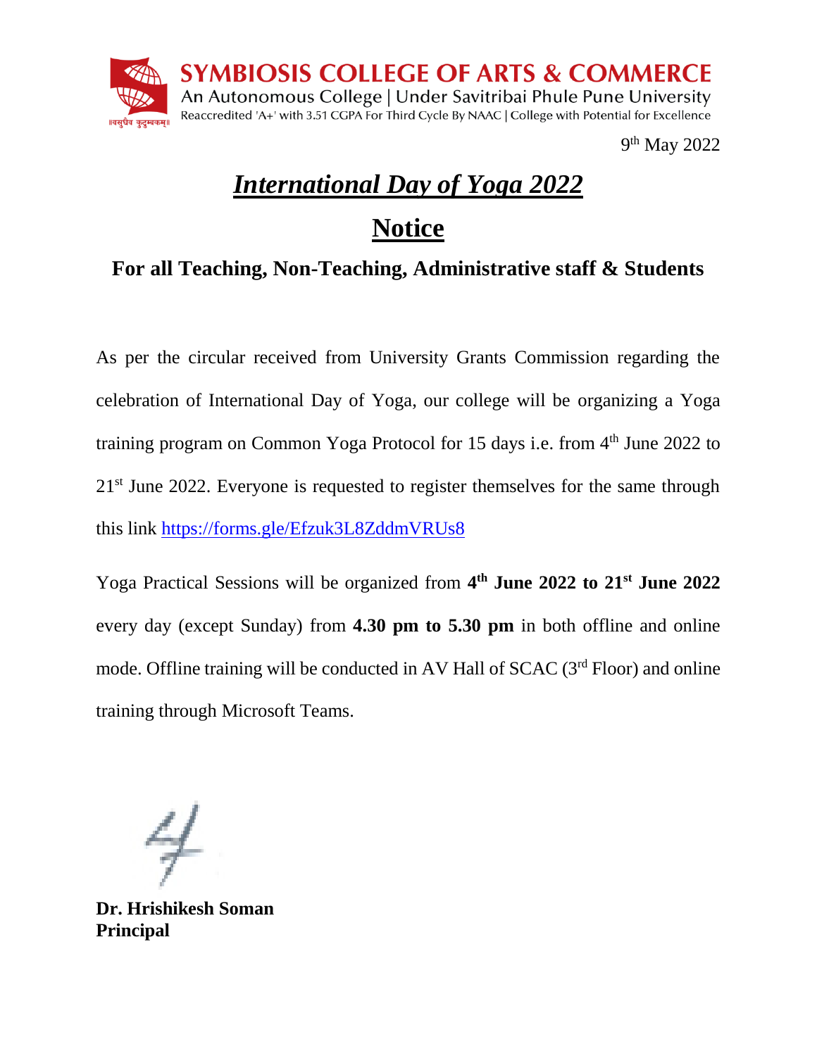**SYMBIOSIS COLLEGE OF ARTS & COMMERCE**
An Autonomous College | Under Savitribai Phule Pune University
Reaccredited 'A+' with 3.51 CGPA For Third Cycle By NAAC | College with Potential for Excellence

9th May 2022

# ***International Day of Yoga 2022***

## **Notice**

### **For all Teaching, Non-Teaching, Administrative staff & Students**

As per the circular received from University Grants Commission regarding the celebration of International Day of Yoga, our college will be organizing a Yoga training program on Common Yoga Protocol for 15 days i.e. from 4th June 2022 to 21st June 2022. Everyone is requested to register themselves for the same through this link https://forms.gle/Efzuk3L8ZddmVRUs8

Yoga Practical Sessions will be organized from **4th June 2022 to 21st June 2022** every day (except Sunday) from **4.30 pm to 5.30 pm** in both offline and online mode. Offline training will be conducted in AV Hall of SCAC (3rd Floor) and online training through Microsoft Teams.

**Dr. Hrishikesh Soman**
**Principal**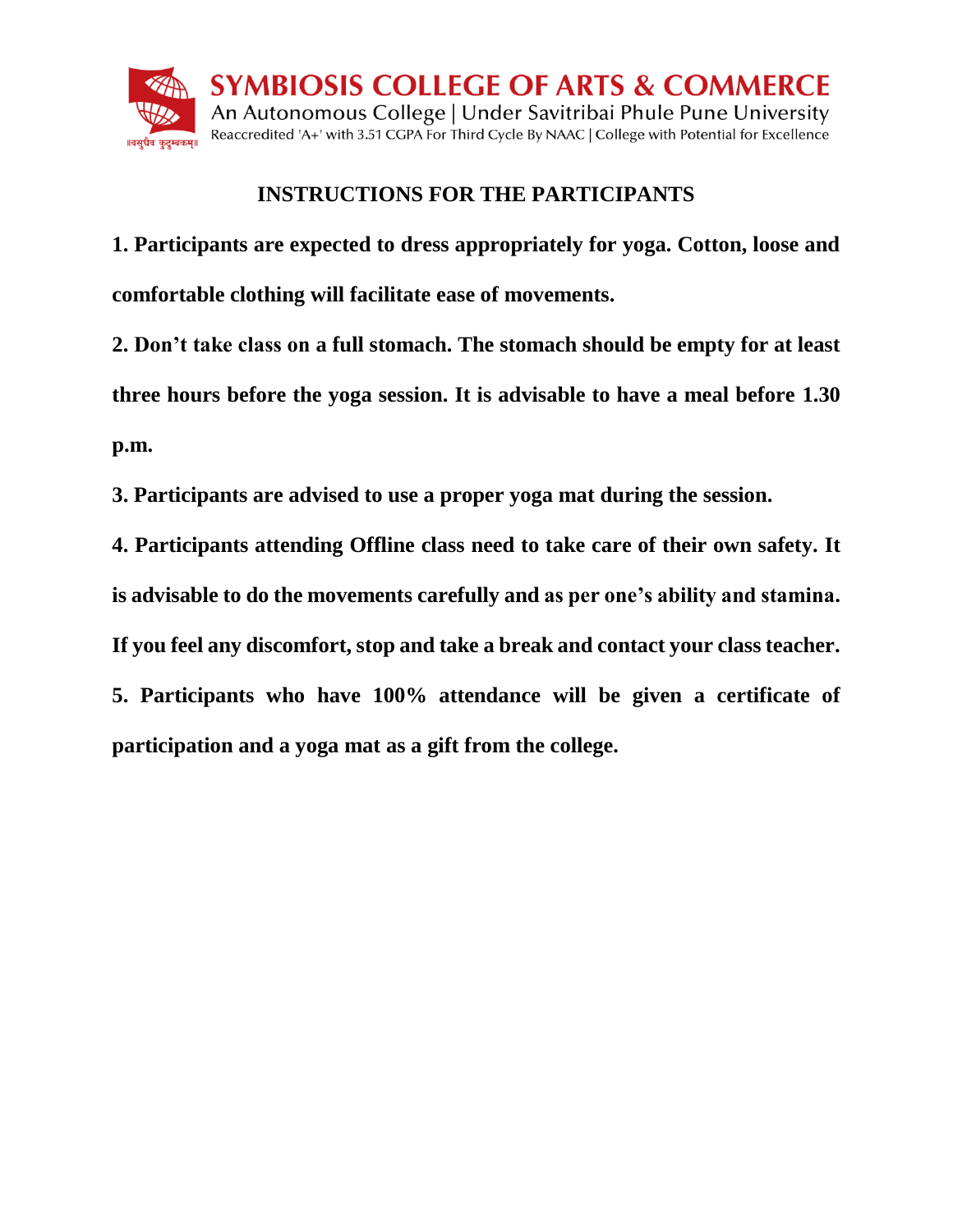# INSTRUCTIONS FOR THE PARTICIPANTS

**1. Participants are expected to dress appropriately for yoga. Cotton, loose and comfortable clothing will facilitate ease of movements.**

**2. Don't take class on a full stomach. The stomach should be empty for at least three hours before the yoga session. It is advisable to have a meal before 1.30 p.m.**

**3. Participants are advised to use a proper yoga mat during the session.**

**4. Participants attending Offline class need to take care of their own safety. It is advisable to do the movements carefully and as per one's ability and stamina. If you feel any discomfort, stop and take a break and contact your class teacher.**

**5. Participants who have 100% attendance will be given a certificate of participation and a yoga mat as a gift from the college.**